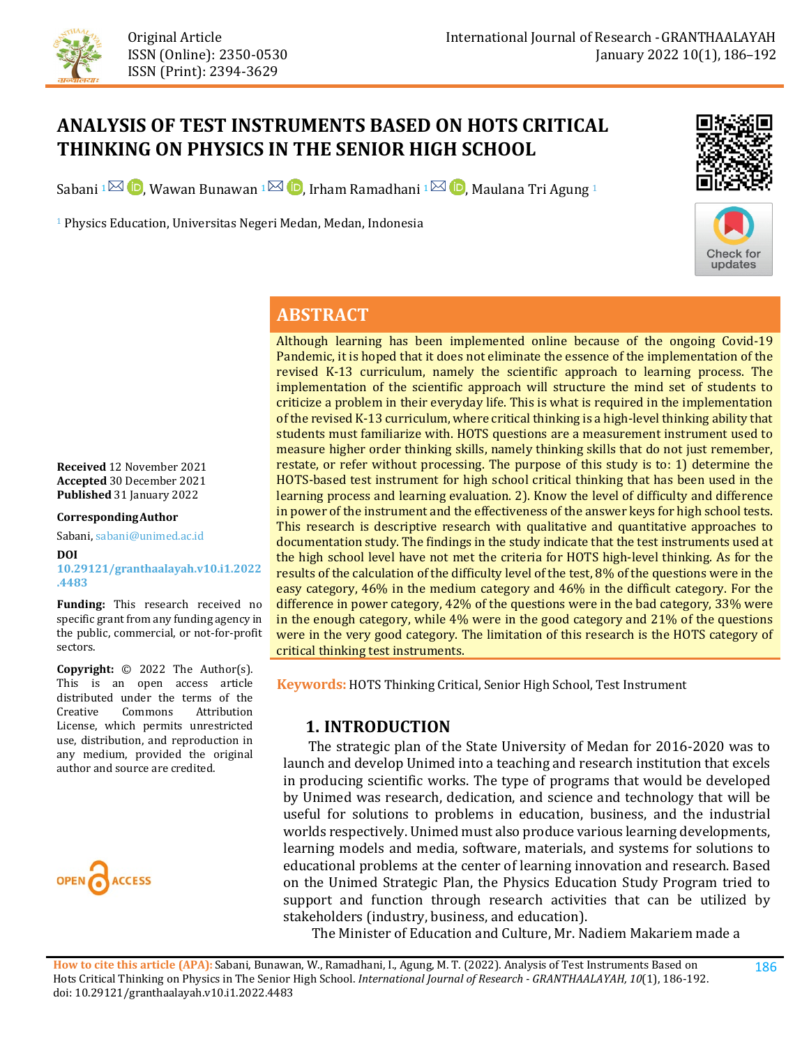Original Article
ISSN (Online): 2350-0530
ISSN (Print): 2394-3629

# ANALYSIS OF TEST INSTRUMENTS BASED ON HOTS CRITICAL THINKING ON PHYSICS IN THE SENIOR HIGH SCHOOL

Sabani [1], Wawan Bunawan [1], Irham Ramadhani [1], Maulana Tri Agung [1]

[1] Physics Education, Universitas Negeri Medan, Medan, Indonesia

## ABSTRACT

Although learning has been implemented online because of the ongoing Covid-19 Pandemic, it is hoped that it does not eliminate the essence of the implementation of the revised K-13 curriculum, namely the scientific approach to learning process. The implementation of the scientific approach will structure the mind set of students to criticize a problem in their everyday life. This is what is required in the implementation of the revised K-13 curriculum, where critical thinking is a high-level thinking ability that students must familiarize with. HOTS questions are a measurement instrument used to measure higher order thinking skills, namely thinking skills that do not just remember, restate, or refer without processing. The purpose of this study is to: 1) determine the HOTS-based test instrument for high school critical thinking that has been used in the learning process and learning evaluation. 2). Know the level of difficulty and difference in power of the instrument and the effectiveness of the answer keys for high school tests. This research is descriptive research with qualitative and quantitative approaches to documentation study. The findings in the study indicate that the test instruments used at the high school level have not met the criteria for HOTS high-level thinking. As for the results of the calculation of the difficulty level of the test, 8% of the questions were in the easy category, 46% in the medium category and 46% in the difficult category. For the difference in power category, 42% of the questions were in the bad category, 33% were in the enough category, while 4% were in the good category and 21% of the questions were in the very good category. The limitation of this research is the HOTS category of critical thinking test instruments.

**Keywords:** HOTS Thinking Critical, Senior High School, Test Instrument

**Received** 12 November 2021
**Accepted** 30 December 2021
**Published** 31 January 2022

**Corresponding Author**
Sabani, sabani@unimed.ac.id

**DOI**
10.29121/granthaalayah.v10.i1.2022.4483

**Funding:** This research received no specific grant from any funding agency in the public, commercial, or not-for-profit sectors.

**Copyright:** © 2022 The Author(s). This is an open access article distributed under the terms of the Creative Commons Attribution License, which permits unrestricted use, distribution, and reproduction in any medium, provided the original author and source are credited.

## 1. INTRODUCTION

The strategic plan of the State University of Medan for 2016-2020 was to launch and develop Unimed into a teaching and research institution that excels in producing scientific works. The type of programs that would be developed by Unimed was research, dedication, and science and technology that will be useful for solutions to problems in education, business, and the industrial worlds respectively. Unimed must also produce various learning developments, learning models and media, software, materials, and systems for solutions to educational problems at the center of learning innovation and research. Based on the Unimed Strategic Plan, the Physics Education Study Program tried to support and function through research activities that can be utilized by stakeholders (industry, business, and education).

The Minister of Education and Culture, Mr. Nadiem Makariem made a

**How to cite this article (APA):** Sabani, Bunawan, W., Ramadhani, I., Agung, M. T. (2022). Analysis of Test Instruments Based on Hots Critical Thinking on Physics in The Senior High School. *International Journal of Research - GRANTHAALAYAH, 10*(1), 186-192. doi: 10.29121/granthaalayah.v10.i1.2022.4483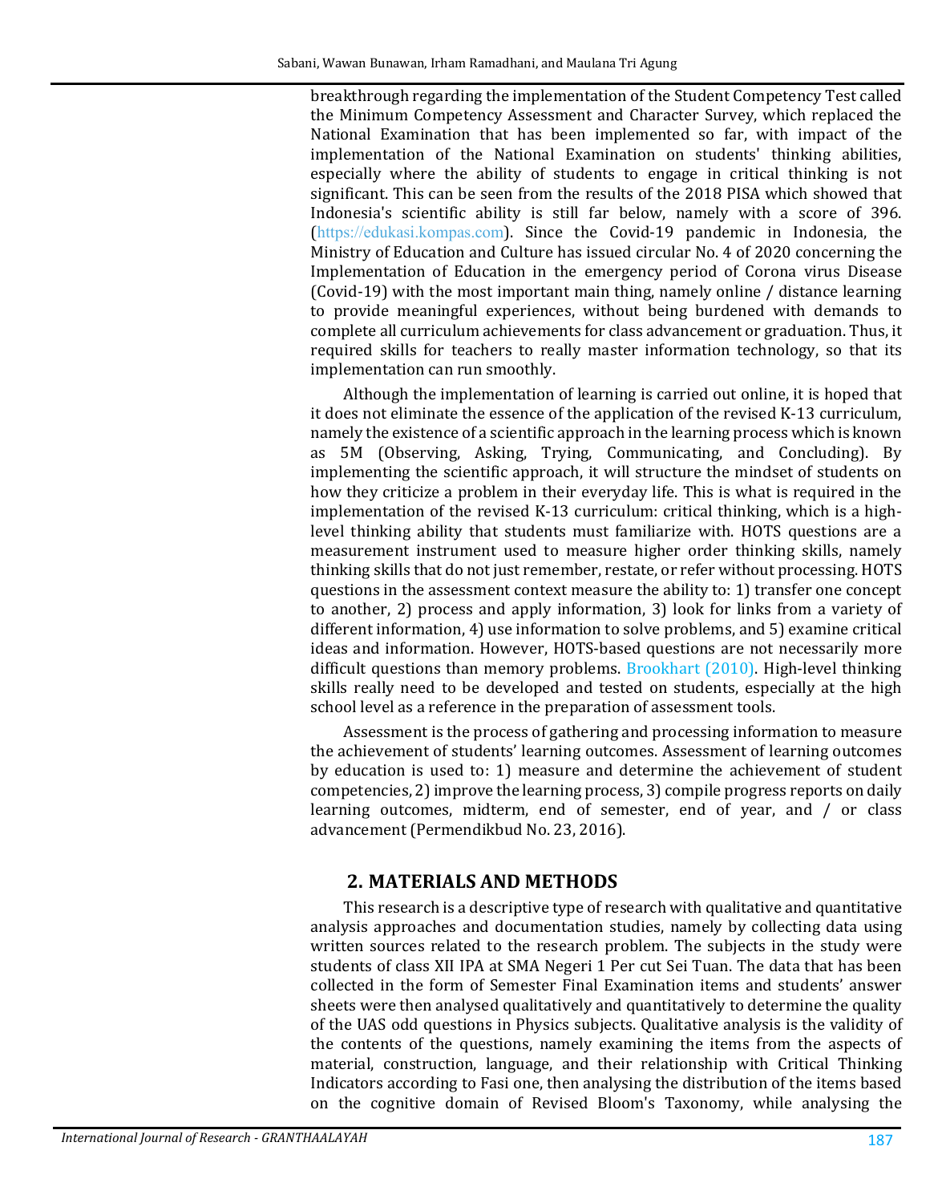breakthrough regarding the implementation of the Student Competency Test called the Minimum Competency Assessment and Character Survey, which replaced the National Examination that has been implemented so far, with impact of the implementation of the National Examination on students' thinking abilities, especially where the ability of students to engage in critical thinking is not significant. This can be seen from the results of the 2018 PISA which showed that Indonesia's scientific ability is still far below, namely with a score of 396. (https://edukasi.kompas.com). Since the Covid-19 pandemic in Indonesia, the Ministry of Education and Culture has issued circular No. 4 of 2020 concerning the Implementation of Education in the emergency period of Corona virus Disease (Covid-19) with the most important main thing, namely online / distance learning to provide meaningful experiences, without being burdened with demands to complete all curriculum achievements for class advancement or graduation. Thus, it required skills for teachers to really master information technology, so that its implementation can run smoothly.

Although the implementation of learning is carried out online, it is hoped that it does not eliminate the essence of the application of the revised K-13 curriculum, namely the existence of a scientific approach in the learning process which is known as 5M (Observing, Asking, Trying, Communicating, and Concluding). By implementing the scientific approach, it will structure the mindset of students on how they criticize a problem in their everyday life. This is what is required in the implementation of the revised K-13 curriculum: critical thinking, which is a high-level thinking ability that students must familiarize with. HOTS questions are a measurement instrument used to measure higher order thinking skills, namely thinking skills that do not just remember, restate, or refer without processing. HOTS questions in the assessment context measure the ability to: 1) transfer one concept to another, 2) process and apply information, 3) look for links from a variety of different information, 4) use information to solve problems, and 5) examine critical ideas and information. However, HOTS-based questions are not necessarily more difficult questions than memory problems. Brookhart (2010). High-level thinking skills really need to be developed and tested on students, especially at the high school level as a reference in the preparation of assessment tools.

Assessment is the process of gathering and processing information to measure the achievement of students' learning outcomes. Assessment of learning outcomes by education is used to: 1) measure and determine the achievement of student competencies, 2) improve the learning process, 3) compile progress reports on daily learning outcomes, midterm, end of semester, end of year, and / or class advancement (Permendikbud No. 23, 2016).

## 2. MATERIALS AND METHODS

This research is a descriptive type of research with qualitative and quantitative analysis approaches and documentation studies, namely by collecting data using written sources related to the research problem. The subjects in the study were students of class XII IPA at SMA Negeri 1 Per cut Sei Tuan. The data that has been collected in the form of Semester Final Examination items and students' answer sheets were then analysed qualitatively and quantitatively to determine the quality of the UAS odd questions in Physics subjects. Qualitative analysis is the validity of the contents of the questions, namely examining the items from the aspects of material, construction, language, and their relationship with Critical Thinking Indicators according to Fasi one, then analysing the distribution of the items based on the cognitive domain of Revised Bloom's Taxonomy, while analysing the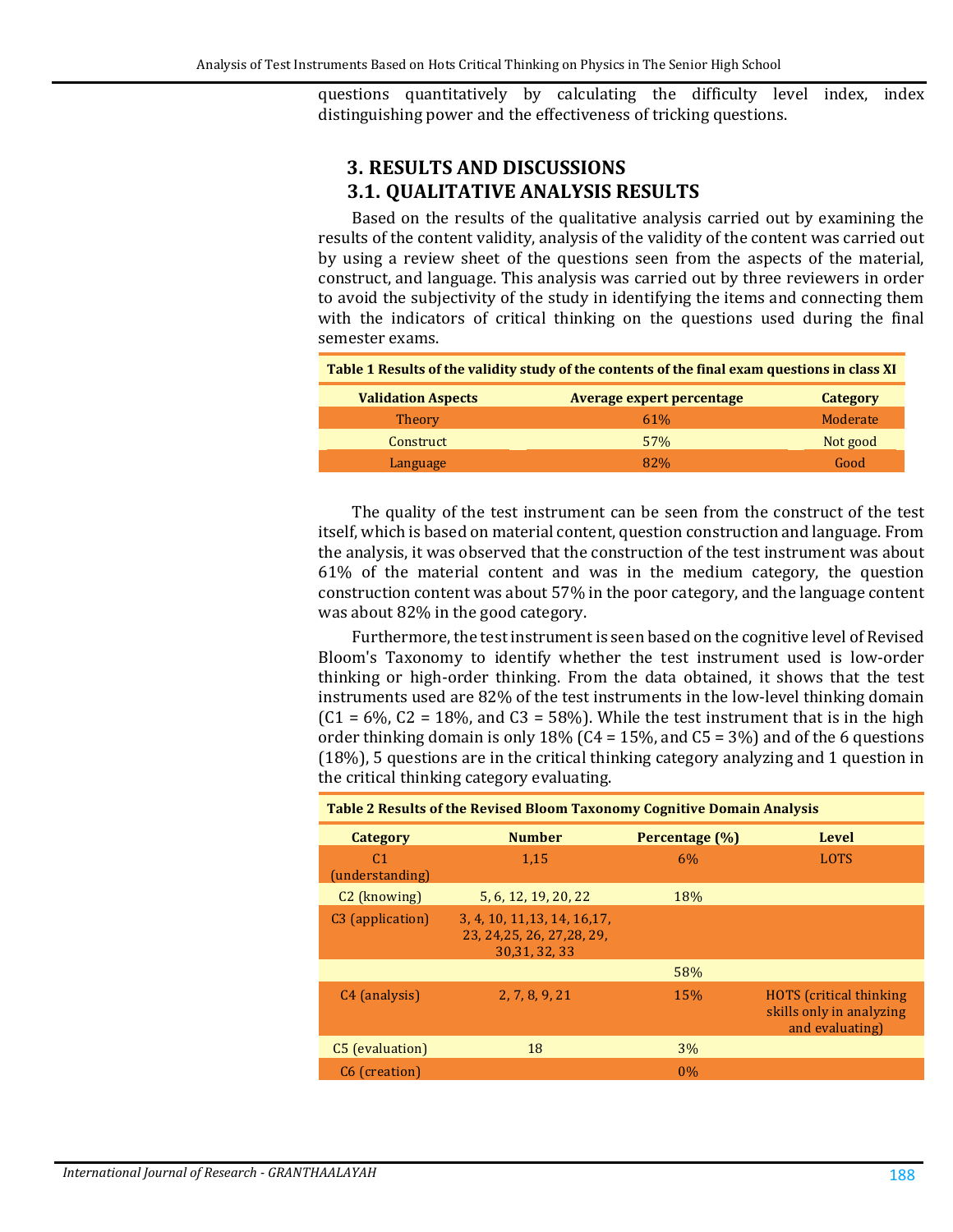questions quantitatively by calculating the difficulty level index, index distinguishing power and the effectiveness of tricking questions.

## 3. RESULTS AND DISCUSSIONS

### 3.1. QUALITATIVE ANALYSIS RESULTS

Based on the results of the qualitative analysis carried out by examining the results of the content validity, analysis of the validity of the content was carried out by using a review sheet of the questions seen from the aspects of the material, construct, and language. This analysis was carried out by three reviewers in order to avoid the subjectivity of the study in identifying the items and connecting them with the indicators of critical thinking on the questions used during the final semester exams.

**Table 1 Results of the validity study of the contents of the final exam questions in class XI**

| Validation Aspects | Average expert percentage | Category |
|---|---|---|
| Theory | 61% | Moderate |
| Construct | 57% | Not good |
| Language | 82% | Good |

The quality of the test instrument can be seen from the construct of the test itself, which is based on material content, question construction and language. From the analysis, it was observed that the construction of the test instrument was about 61% of the material content and was in the medium category, the question construction content was about 57% in the poor category, and the language content was about 82% in the good category.

Furthermore, the test instrument is seen based on the cognitive level of Revised Bloom's Taxonomy to identify whether the test instrument used is low-order thinking or high-order thinking. From the data obtained, it shows that the test instruments used are 82% of the test instruments in the low-level thinking domain (C1 = 6%, C2 = 18%, and C3 = 58%). While the test instrument that is in the high order thinking domain is only 18% (C4 = 15%, and C5 = 3%) and of the 6 questions (18%), 5 questions are in the critical thinking category analyzing and 1 question in the critical thinking category evaluating.

**Table 2 Results of the Revised Bloom Taxonomy Cognitive Domain Analysis**

| Category | Number | Percentage (%) | Level |
|---|---|---|---|
| C1 (understanding) | 1,15 | 6% | LOTS |
| C2 (knowing) | 5, 6, 12, 19, 20, 22 | 18% | |
| C3 (application) | 3, 4, 10, 11,13, 14, 16,17, 23, 24,25, 26, 27,28, 29, 30,31, 32, 33 | | |
| | | 58% | |
| C4 (analysis) | 2, 7, 8, 9, 21 | 15% | HOTS (critical thinking skills only in analyzing and evaluating) |
| C5 (evaluation) | 18 | 3% | |
| C6 (creation) | | 0% | |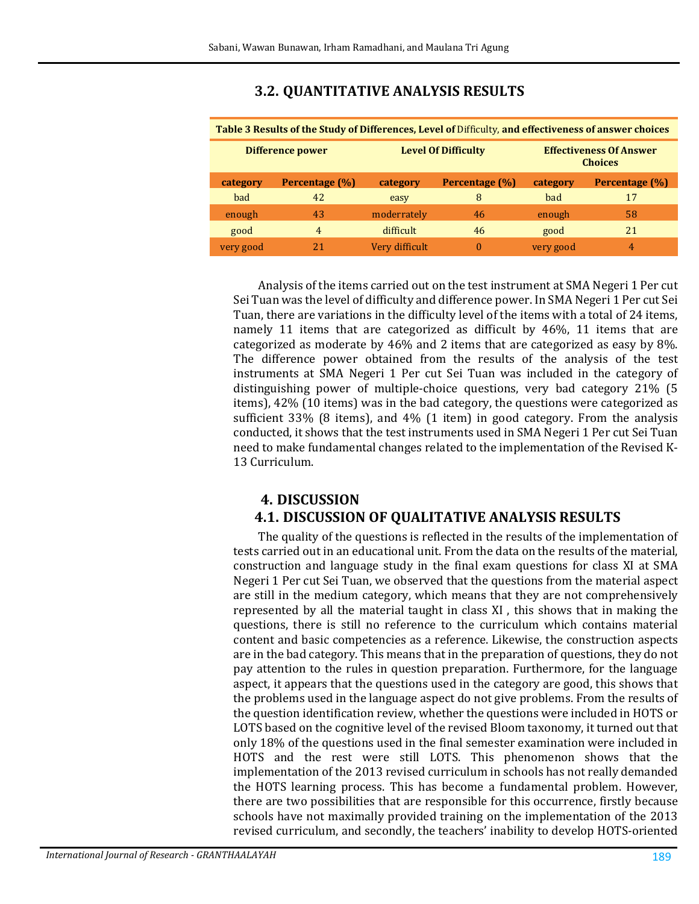## 3.2. QUANTITATIVE ANALYSIS RESULTS

**Table 3** Results of the Study of Differences, Level of Difficulty, and effectiveness of answer choices

| Difference power | | Level Of Difficulty | | Effectiveness Of Answer Choices | |
|---|---|---|---|---|---|
| **category** | **Percentage (%)** | **category** | **Percentage (%)** | **category** | **Percentage (%)** |
| bad | 42 | easy | 8 | bad | 17 |
| enough | 43 | moderrately | 46 | enough | 58 |
| good | 4 | difficult | 46 | good | 21 |
| very good | 21 | Very difficult | 0 | very good | 4 |

Analysis of the items carried out on the test instrument at SMA Negeri 1 Per cut Sei Tuan was the level of difficulty and difference power. In SMA Negeri 1 Per cut Sei Tuan, there are variations in the difficulty level of the items with a total of 24 items, namely 11 items that are categorized as difficult by 46%, 11 items that are categorized as moderate by 46% and 2 items that are categorized as easy by 8%. The difference power obtained from the results of the analysis of the test instruments at SMA Negeri 1 Per cut Sei Tuan was included in the category of distinguishing power of multiple-choice questions, very bad category 21% (5 items), 42% (10 items) was in the bad category, the questions were categorized as sufficient 33% (8 items), and 4% (1 item) in good category. From the analysis conducted, it shows that the test instruments used in SMA Negeri 1 Per cut Sei Tuan need to make fundamental changes related to the implementation of the Revised K-13 Curriculum.

# 4. DISCUSSION

## 4.1. DISCUSSION OF QUALITATIVE ANALYSIS RESULTS

The quality of the questions is reflected in the results of the implementation of tests carried out in an educational unit. From the data on the results of the material, construction and language study in the final exam questions for class XI at SMA Negeri 1 Per cut Sei Tuan, we observed that the questions from the material aspect are still in the medium category, which means that they are not comprehensively represented by all the material taught in class XI , this shows that in making the questions, there is still no reference to the curriculum which contains material content and basic competencies as a reference. Likewise, the construction aspects are in the bad category. This means that in the preparation of questions, they do not pay attention to the rules in question preparation. Furthermore, for the language aspect, it appears that the questions used in the category are good, this shows that the problems used in the language aspect do not give problems. From the results of the question identification review, whether the questions were included in HOTS or LOTS based on the cognitive level of the revised Bloom taxonomy, it turned out that only 18% of the questions used in the final semester examination were included in HOTS and the rest were still LOTS. This phenomenon shows that the implementation of the 2013 revised curriculum in schools has not really demanded the HOTS learning process. This has become a fundamental problem. However, there are two possibilities that are responsible for this occurrence, firstly because schools have not maximally provided training on the implementation of the 2013 revised curriculum, and secondly, the teachers' inability to develop HOTS-oriented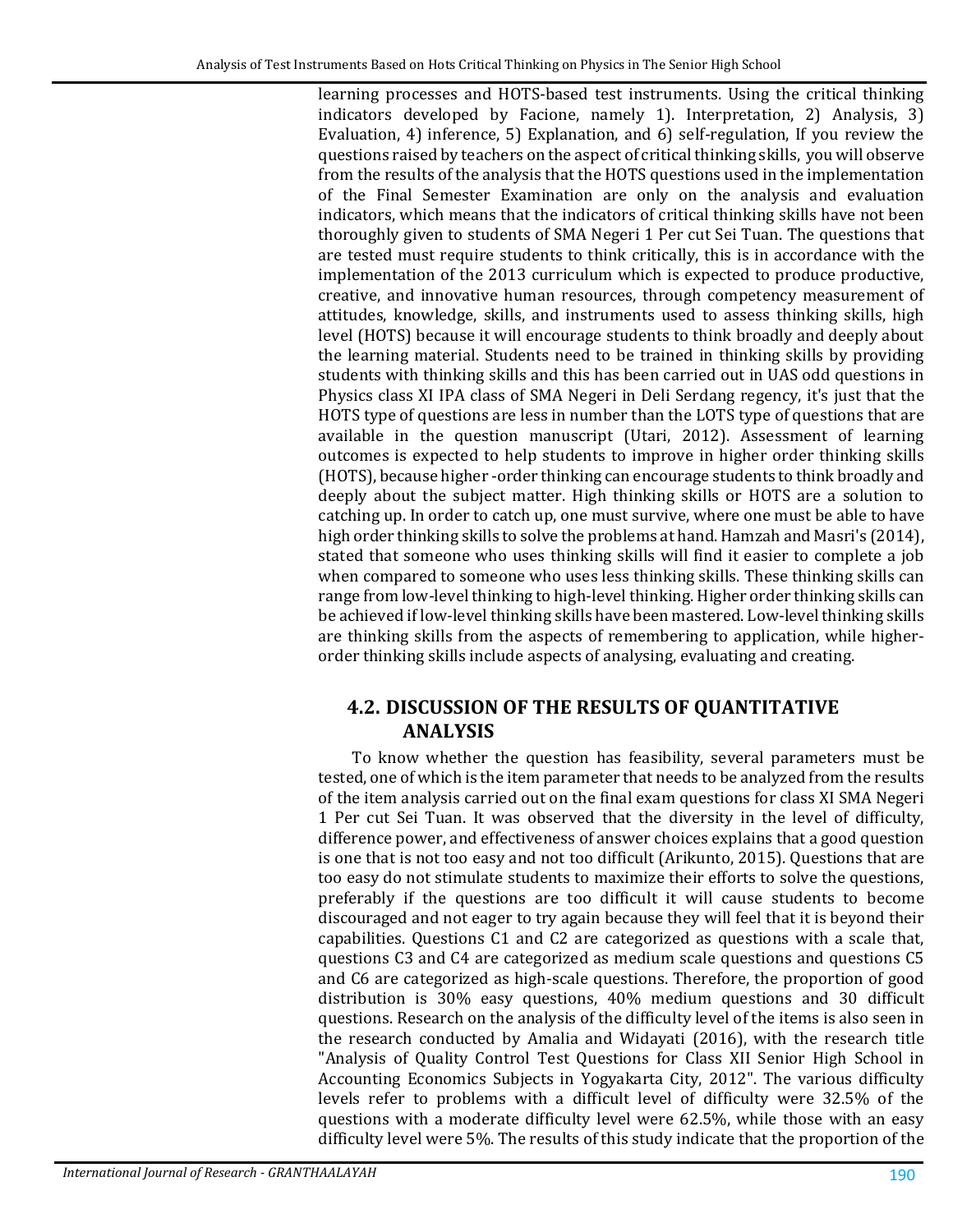learning processes and HOTS-based test instruments. Using the critical thinking indicators developed by Facione, namely 1). Interpretation, 2) Analysis, 3) Evaluation, 4) inference, 5) Explanation, and 6) self-regulation, If you review the questions raised by teachers on the aspect of critical thinking skills, you will observe from the results of the analysis that the HOTS questions used in the implementation of the Final Semester Examination are only on the analysis and evaluation indicators, which means that the indicators of critical thinking skills have not been thoroughly given to students of SMA Negeri 1 Per cut Sei Tuan. The questions that are tested must require students to think critically, this is in accordance with the implementation of the 2013 curriculum which is expected to produce productive, creative, and innovative human resources, through competency measurement of attitudes, knowledge, skills, and instruments used to assess thinking skills, high level (HOTS) because it will encourage students to think broadly and deeply about the learning material. Students need to be trained in thinking skills by providing students with thinking skills and this has been carried out in UAS odd questions in Physics class XI IPA class of SMA Negeri in Deli Serdang regency, it's just that the HOTS type of questions are less in number than the LOTS type of questions that are available in the question manuscript (Utari, 2012). Assessment of learning outcomes is expected to help students to improve in higher order thinking skills (HOTS), because higher -order thinking can encourage students to think broadly and deeply about the subject matter. High thinking skills or HOTS are a solution to catching up. In order to catch up, one must survive, where one must be able to have high order thinking skills to solve the problems at hand. Hamzah and Masri's (2014), stated that someone who uses thinking skills will find it easier to complete a job when compared to someone who uses less thinking skills. These thinking skills can range from low-level thinking to high-level thinking. Higher order thinking skills can be achieved if low-level thinking skills have been mastered. Low-level thinking skills are thinking skills from the aspects of remembering to application, while higher-order thinking skills include aspects of analysing, evaluating and creating.

## 4.2. DISCUSSION OF THE RESULTS OF QUANTITATIVE ANALYSIS

To know whether the question has feasibility, several parameters must be tested, one of which is the item parameter that needs to be analyzed from the results of the item analysis carried out on the final exam questions for class XI SMA Negeri 1 Per cut Sei Tuan. It was observed that the diversity in the level of difficulty, difference power, and effectiveness of answer choices explains that a good question is one that is not too easy and not too difficult (Arikunto, 2015). Questions that are too easy do not stimulate students to maximize their efforts to solve the questions, preferably if the questions are too difficult it will cause students to become discouraged and not eager to try again because they will feel that it is beyond their capabilities. Questions C1 and C2 are categorized as questions with a scale that, questions C3 and C4 are categorized as medium scale questions and questions C5 and C6 are categorized as high-scale questions. Therefore, the proportion of good distribution is 30% easy questions, 40% medium questions and 30 difficult questions. Research on the analysis of the difficulty level of the items is also seen in the research conducted by Amalia and Widayati (2016), with the research title "Analysis of Quality Control Test Questions for Class XII Senior High School in Accounting Economics Subjects in Yogyakarta City, 2012". The various difficulty levels refer to problems with a difficult level of difficulty were 32.5% of the questions with a moderate difficulty level were 62.5%, while those with an easy difficulty level were 5%. The results of this study indicate that the proportion of the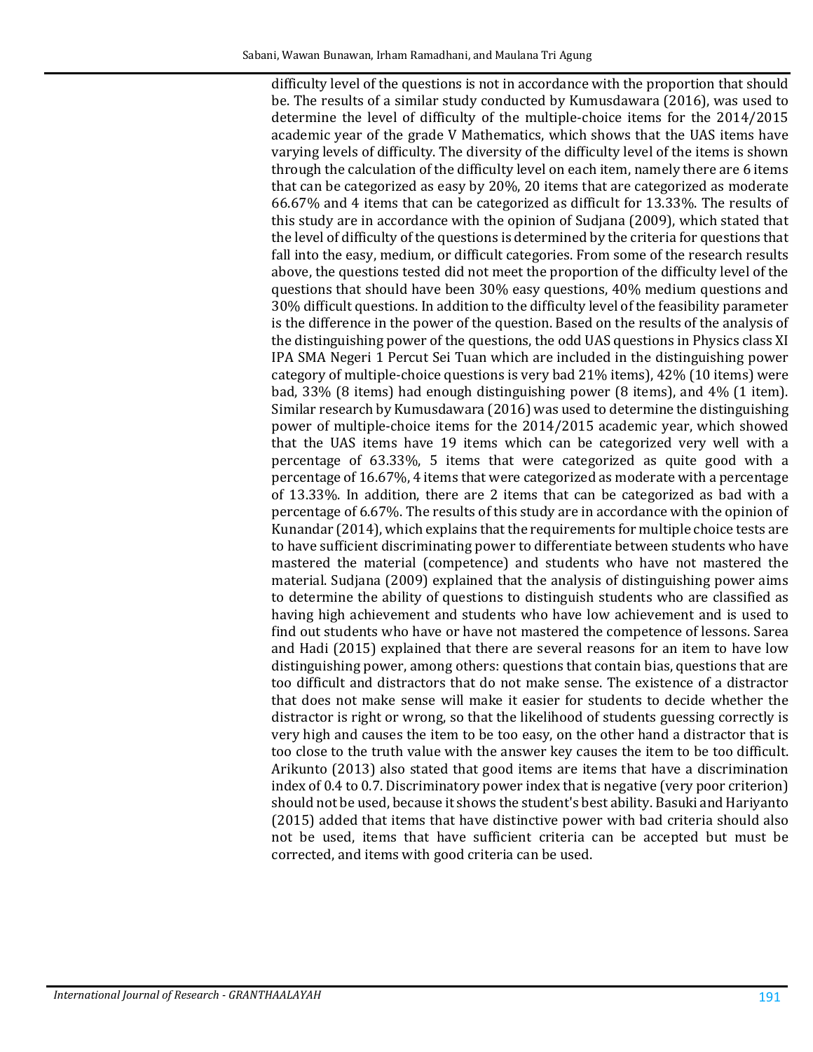difficulty level of the questions is not in accordance with the proportion that should be. The results of a similar study conducted by Kumusdawara (2016), was used to determine the level of difficulty of the multiple-choice items for the 2014/2015 academic year of the grade V Mathematics, which shows that the UAS items have varying levels of difficulty. The diversity of the difficulty level of the items is shown through the calculation of the difficulty level on each item, namely there are 6 items that can be categorized as easy by 20%, 20 items that are categorized as moderate 66.67% and 4 items that can be categorized as difficult for 13.33%. The results of this study are in accordance with the opinion of Sudjana (2009), which stated that the level of difficulty of the questions is determined by the criteria for questions that fall into the easy, medium, or difficult categories. From some of the research results above, the questions tested did not meet the proportion of the difficulty level of the questions that should have been 30% easy questions, 40% medium questions and 30% difficult questions. In addition to the difficulty level of the feasibility parameter is the difference in the power of the question. Based on the results of the analysis of the distinguishing power of the questions, the odd UAS questions in Physics class XI IPA SMA Negeri 1 Percut Sei Tuan which are included in the distinguishing power category of multiple-choice questions is very bad 21% items), 42% (10 items) were bad, 33% (8 items) had enough distinguishing power (8 items), and 4% (1 item). Similar research by Kumusdawara (2016) was used to determine the distinguishing power of multiple-choice items for the 2014/2015 academic year, which showed that the UAS items have 19 items which can be categorized very well with a percentage of 63.33%, 5 items that were categorized as quite good with a percentage of 16.67%, 4 items that were categorized as moderate with a percentage of 13.33%. In addition, there are 2 items that can be categorized as bad with a percentage of 6.67%. The results of this study are in accordance with the opinion of Kunandar (2014), which explains that the requirements for multiple choice tests are to have sufficient discriminating power to differentiate between students who have mastered the material (competence) and students who have not mastered the material. Sudjana (2009) explained that the analysis of distinguishing power aims to determine the ability of questions to distinguish students who are classified as having high achievement and students who have low achievement and is used to find out students who have or have not mastered the competence of lessons. Sarea and Hadi (2015) explained that there are several reasons for an item to have low distinguishing power, among others: questions that contain bias, questions that are too difficult and distractors that do not make sense. The existence of a distractor that does not make sense will make it easier for students to decide whether the distractor is right or wrong, so that the likelihood of students guessing correctly is very high and causes the item to be too easy, on the other hand a distractor that is too close to the truth value with the answer key causes the item to be too difficult. Arikunto (2013) also stated that good items are items that have a discrimination index of 0.4 to 0.7. Discriminatory power index that is negative (very poor criterion) should not be used, because it shows the student's best ability. Basuki and Hariyanto (2015) added that items that have distinctive power with bad criteria should also not be used, items that have sufficient criteria can be accepted but must be corrected, and items with good criteria can be used.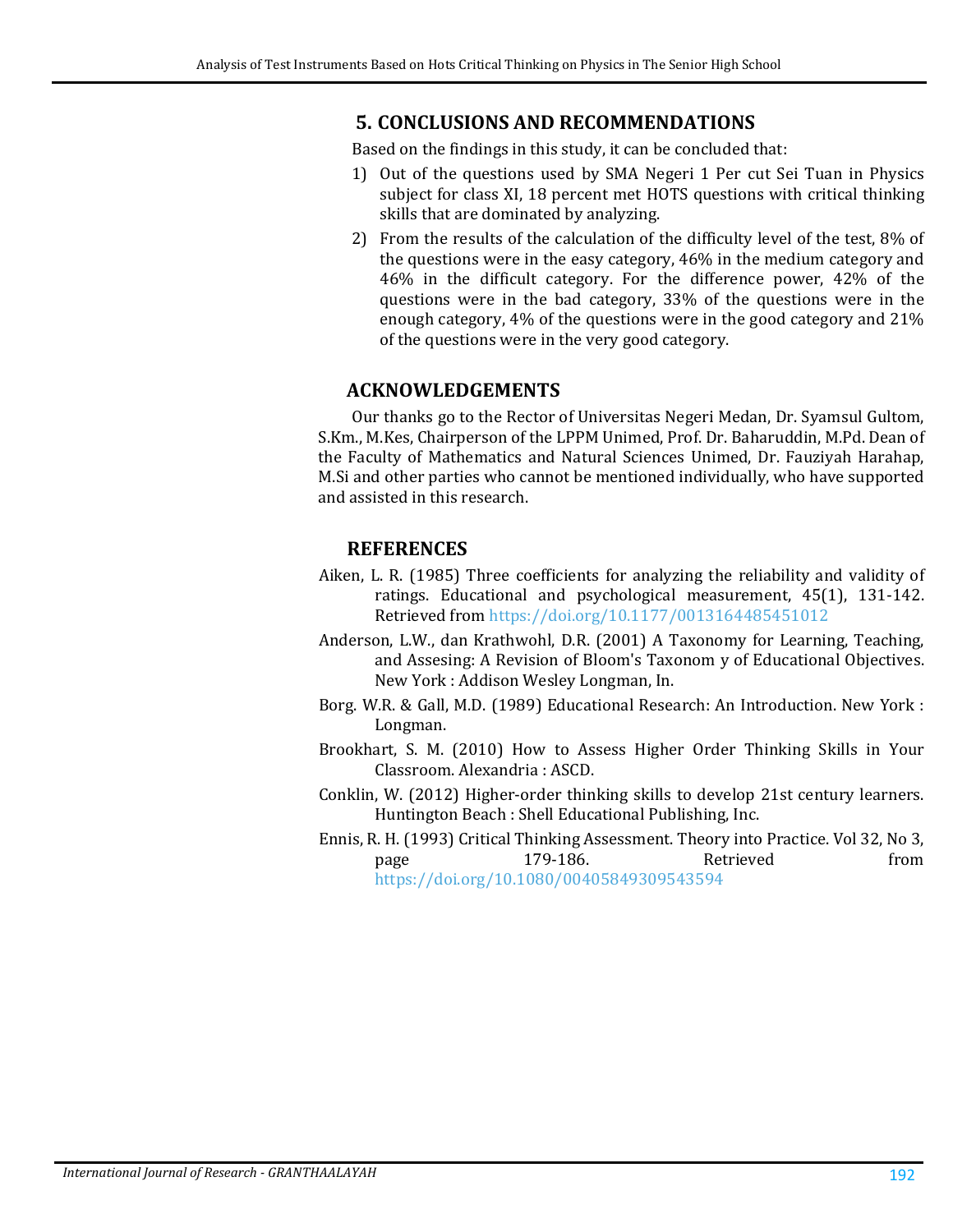## 5. CONCLUSIONS AND RECOMMENDATIONS

Based on the findings in this study, it can be concluded that:

1) Out of the questions used by SMA Negeri 1 Per cut Sei Tuan in Physics subject for class XI, 18 percent met HOTS questions with critical thinking skills that are dominated by analyzing.
2) From the results of the calculation of the difficulty level of the test, 8% of the questions were in the easy category, 46% in the medium category and 46% in the difficult category. For the difference power, 42% of the questions were in the bad category, 33% of the questions were in the enough category, 4% of the questions were in the good category and 21% of the questions were in the very good category.

## ACKNOWLEDGEMENTS

Our thanks go to the Rector of Universitas Negeri Medan, Dr. Syamsul Gultom, S.Km., M.Kes, Chairperson of the LPPM Unimed, Prof. Dr. Baharuddin, M.Pd. Dean of the Faculty of Mathematics and Natural Sciences Unimed, Dr. Fauziyah Harahap, M.Si and other parties who cannot be mentioned individually, who have supported and assisted in this research.

## REFERENCES

Aiken, L. R. (1985) Three coefficients for analyzing the reliability and validity of ratings. Educational and psychological measurement, 45(1), 131-142. Retrieved from https://doi.org/10.1177/0013164485451012

Anderson, L.W., dan Krathwohl, D.R. (2001) A Taxonomy for Learning, Teaching, and Assesing: A Revision of Bloom's Taxonom y of Educational Objectives. New York : Addison Wesley Longman, In.

Borg. W.R. & Gall, M.D. (1989) Educational Research: An Introduction. New York : Longman.

Brookhart, S. M. (2010) How to Assess Higher Order Thinking Skills in Your Classroom. Alexandria : ASCD.

Conklin, W. (2012) Higher-order thinking skills to develop 21st century learners. Huntington Beach : Shell Educational Publishing, Inc.

Ennis, R. H. (1993) Critical Thinking Assessment. Theory into Practice. Vol 32, No 3, page 179-186. Retrieved from https://doi.org/10.1080/00405849309543594